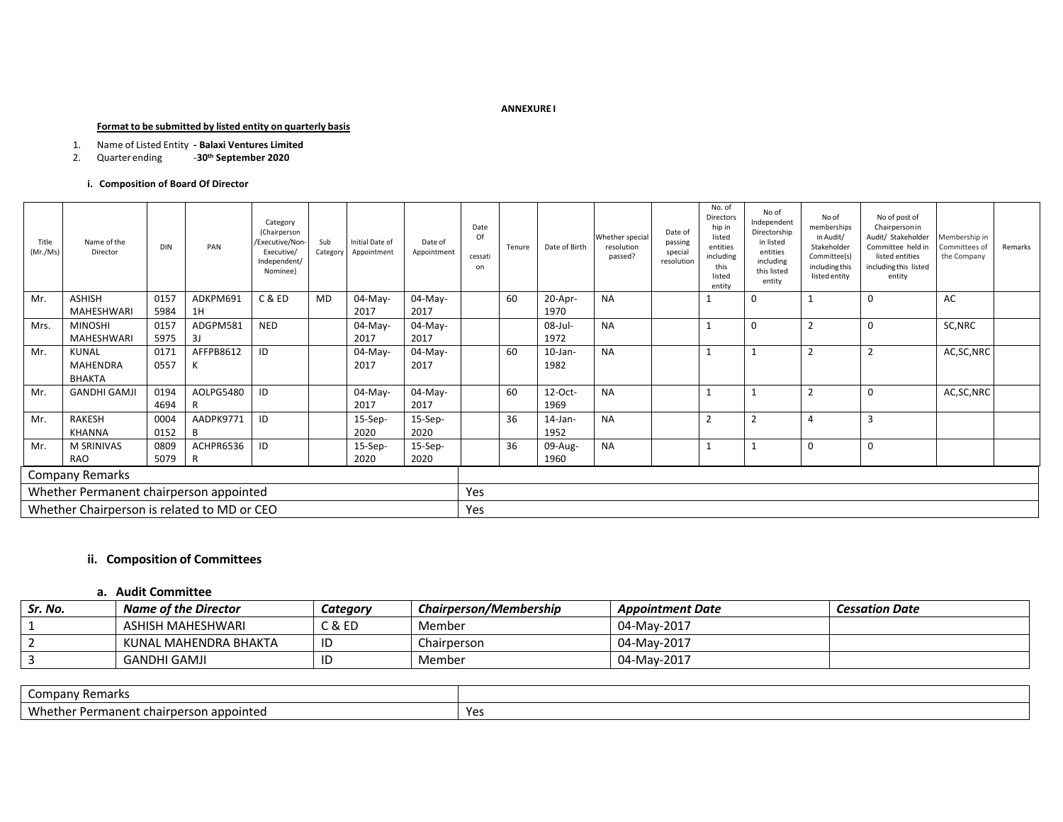**ANNEXURE I**

**Format to be submitted by listed entity on quarterly basis**

1. Name of Listed Entity **- Balaxi Ventures Limited**
2. Quarter ending -**30th September 2020**

#### i. Composition of Board Of Director

| Title (Mr./Ms) | Name of the Director | DIN | PAN | Category (Chairperson /Executive/Non-Executive/ Independent/ Nominee) | Sub Category | Initial Date of Appointment | Date of Appointment | Date Of cessation | Tenure | Date of Birth | Whether special resolution passed? | Date of passing special resolution | No. of Directorship in listed entities including this listed entity | No of Independent Directorship in listed entities including this listed entity | No of memberships in Audit/ Stakeholder Committee(s) including this listed entity | No of post of Chairperson in Audit/ Stakeholder Committee held in listed entities including this listed entity | Membership in Committees of the Company | Remarks |
|---|---|---|---|---|---|---|---|---|---|---|---|---|---|---|---|---|---|---|
| Mr. | ASHISH MAHESHWARI | 01575984 | ADKPM6911H | C & ED | MD | 04-May-2017 | 04-May-2017 | | 60 | 20-Apr-1970 | NA | | 1 | 0 | 1 | 0 | AC | |
| Mrs. | MINOSHI MAHESHWARI | 01575975 | ADGPM5813J | NED | | 04-May-2017 | 04-May-2017 | | | 08-Jul-1972 | NA | | 1 | 0 | 2 | 0 | SC,NRC | |
| Mr. | KUNAL MAHENDRA BHAKTA | 01710557 | AFFPB8612K | ID | | 04-May-2017 | 04-May-2017 | | 60 | 10-Jan-1982 | NA | | 1 | 1 | 2 | 2 | AC,SC,NRC | |
| Mr. | GANDHI GAMJI | 01944694 | AOLPG5480R | ID | | 04-May-2017 | 04-May-2017 | | 60 | 12-Oct-1969 | NA | | 1 | 1 | 2 | 0 | AC,SC,NRC | |
| Mr. | RAKESH KHANNA | 00040152 | AADPK9771B | ID | | 15-Sep-2020 | 15-Sep-2020 | | 36 | 14-Jan-1952 | NA | | 2 | 2 | 4 | 3 | | |
| Mr. | M SRINIVAS RAO | 08095079 | ACHPR6536R | ID | | 15-Sep-2020 | 15-Sep-2020 | | 36 | 09-Aug-1960 | NA | | 1 | 1 | 0 | 0 | | |

| Company Remarks | |
|---|---|
| Whether Permanent chairperson appointed | Yes |
| Whether Chairperson is related to MD or CEO | Yes |

### ii. Composition of Committees

#### a. Audit Committee

| *Sr. No.* | *Name of the Director* | *Category* | *Chairperson/Membership* | *Appointment Date* | *Cessation Date* |
|---|---|---|---|---|---|
| 1 | ASHISH MAHESHWARI | C & ED | Member | 04-May-2017 | |
| 2 | KUNAL MAHENDRA BHAKTA | ID | Chairperson | 04-May-2017 | |
| 3 | GANDHI GAMJI | ID | Member | 04-May-2017 | |

| Company Remarks | |
|---|---|
| Whether Permanent chairperson appointed | Yes |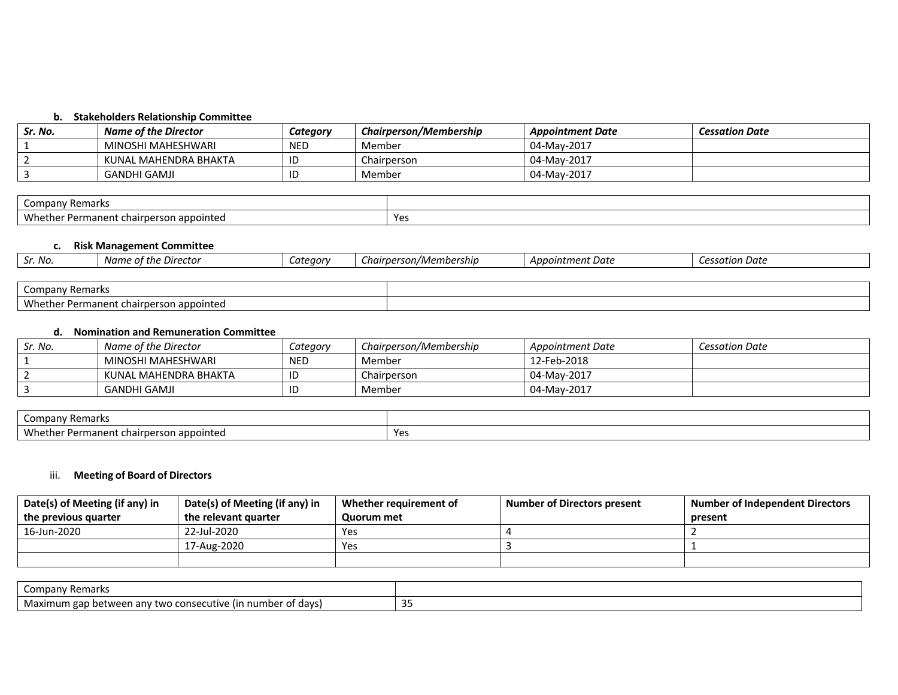#### b. Stakeholders Relationship Committee

| *Sr. No.* | *Name of the Director* | *Category* | *Chairperson/Membership* | *Appointment Date* | *Cessation Date* |
|---|---|---|---|---|---|
| 1 | MINOSHI MAHESHWARI | NED | Member | 04-May-2017 | |
| 2 | KUNAL MAHENDRA BHAKTA | ID | Chairperson | 04-May-2017 | |
| 3 | GANDHI GAMJI | ID | Member | 04-May-2017 | |

| Company Remarks | |
|---|---|
| Whether Permanent chairperson appointed | Yes |

#### c. Risk Management Committee

| *Sr. No.* | *Name of the Director* | *Category* | *Chairperson/Membership* | *Appointment Date* | *Cessation Date* |
|---|---|---|---|---|---|

| Company Remarks | |
|---|---|
| Whether Permanent chairperson appointed | |

#### d. Nomination and Remuneration Committee

| *Sr. No.* | *Name of the Director* | *Category* | *Chairperson/Membership* | *Appointment Date* | *Cessation Date* |
|---|---|---|---|---|---|
| 1 | MINOSHI MAHESHWARI | NED | Member | 12-Feb-2018 | |
| 2 | KUNAL MAHENDRA BHAKTA | ID | Chairperson | 04-May-2017 | |
| 3 | GANDHI GAMJI | ID | Member | 04-May-2017 | |

| Company Remarks | |
|---|---|
| Whether Permanent chairperson appointed | Yes |

### iii. Meeting of Board of Directors

| **Date(s) of Meeting (if any) in the previous quarter** | **Date(s) of Meeting (if any) in the relevant quarter** | **Whether requirement of Quorum met** | **Number of Directors present** | **Number of Independent Directors present** |
|---|---|---|---|---|
| 16-Jun-2020 | 22-Jul-2020 | Yes | 4 | 2 |
| | 17-Aug-2020 | Yes | 3 | 1 |
| | | | | |

| Company Remarks | |
|---|---|
| Maximum gap between any two consecutive (in number of days) | 35 |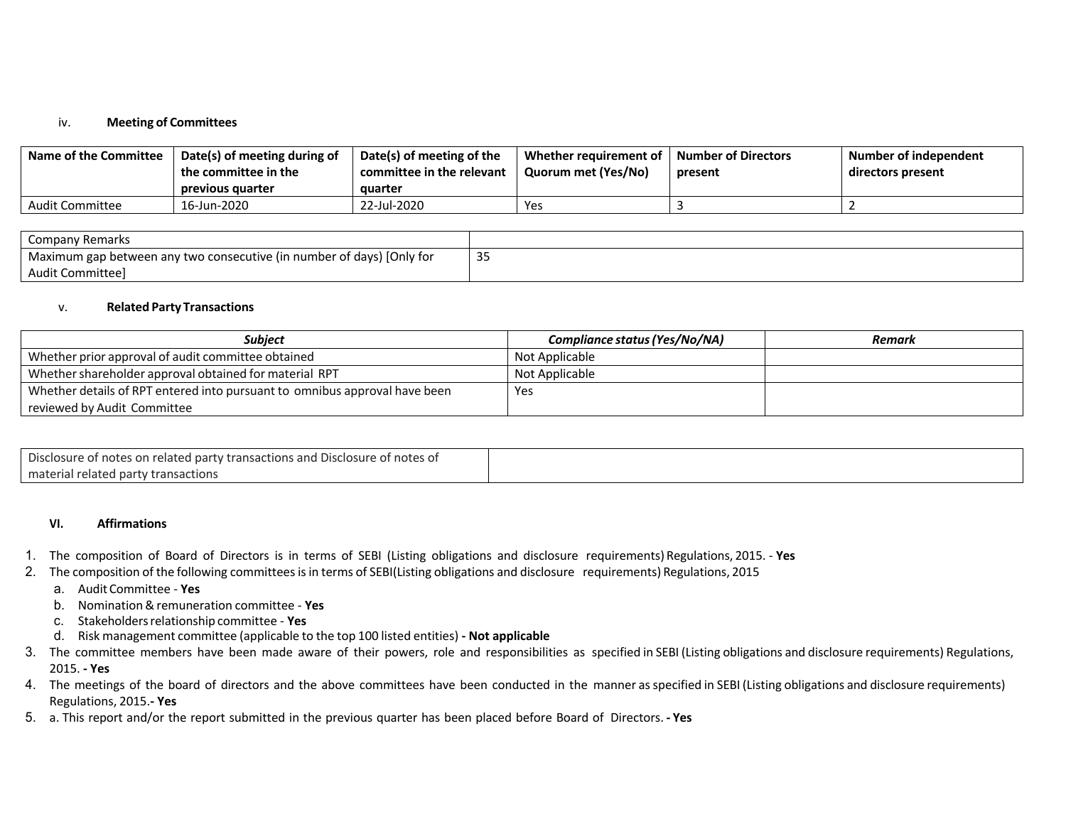iv. **Meeting of Committees**

| Name of the Committee | Date(s) of meeting during of the committee in the previous quarter | Date(s) of meeting of the committee in the relevant quarter | Whether requirement of Quorum met (Yes/No) | Number of Directors present | Number of independent directors present |
|---|---|---|---|---|---|
| Audit Committee | 16-Jun-2020 | 22-Jul-2020 | Yes | 3 | 2 |

| Company Remarks | |
|---|---|
| Maximum gap between any two consecutive (in number of days) [Only for Audit Committee] | 35 |

v. **Related Party Transactions**

| *Subject* | *Compliance status (Yes/No/NA)* | *Remark* |
|---|---|---|
| Whether prior approval of audit committee obtained | Not Applicable | |
| Whether shareholder approval obtained for material RPT | Not Applicable | |
| Whether details of RPT entered into pursuant to omnibus approval have been reviewed by Audit Committee | Yes | |

| Disclosure of notes on related party transactions and Disclosure of notes of material related party transactions | |
|---|---|

**VI. Affirmations**

1. The composition of Board of Directors is in terms of SEBI (Listing obligations and disclosure requirements) Regulations, 2015. - **Yes**
2. The composition of the following committees is in terms of SEBI(Listing obligations and disclosure requirements) Regulations, 2015
   a. Audit Committee - **Yes**
   b. Nomination & remuneration committee - **Yes**
   c. Stakeholders relationship committee - **Yes**
   d. Risk management committee (applicable to the top 100 listed entities) **- Not applicable**
3. The committee members have been made aware of their powers, role and responsibilities as specified in SEBI (Listing obligations and disclosure requirements) Regulations, 2015. **- Yes**
4. The meetings of the board of directors and the above committees have been conducted in the manner as specified in SEBI (Listing obligations and disclosure requirements) Regulations, 2015.**- Yes**
5. a. This report and/or the report submitted in the previous quarter has been placed before Board of Directors. **- Yes**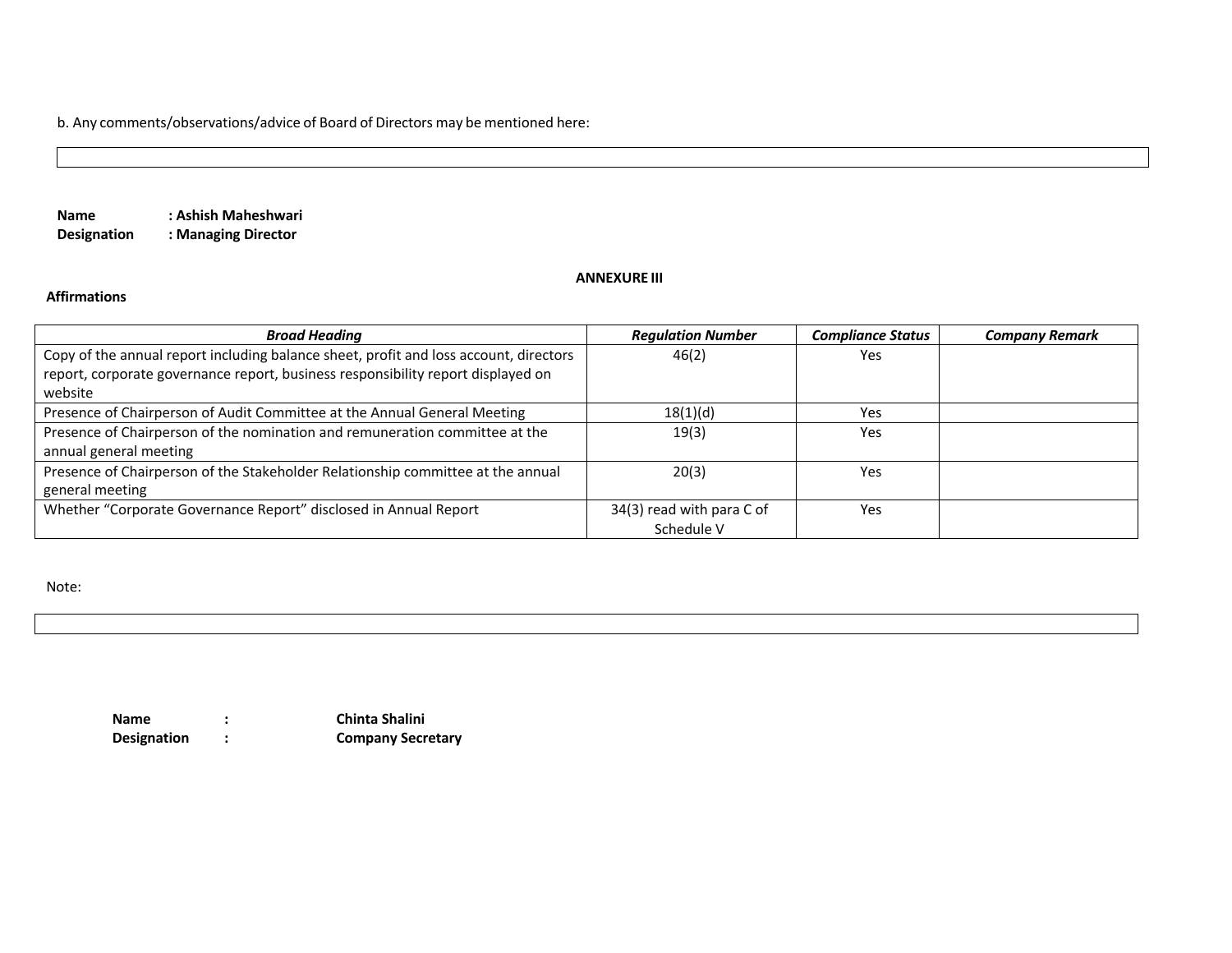b. Any comments/observations/advice of Board of Directors may be mentioned here:

| |
|---|
| |

**Name : Ashish Maheshwari**
**Designation : Managing Director**

**ANNEXURE III**

**Affirmations**

| ***Broad Heading*** | ***Regulation Number*** | ***Compliance Status*** | ***Company Remark*** |
|---|---|---|---|
| Copy of the annual report including balance sheet, profit and loss account, directors report, corporate governance report, business responsibility report displayed on website | 46(2) | Yes | |
| Presence of Chairperson of Audit Committee at the Annual General Meeting | 18(1)(d) | Yes | |
| Presence of Chairperson of the nomination and remuneration committee at the annual general meeting | 19(3) | Yes | |
| Presence of Chairperson of the Stakeholder Relationship committee at the annual general meeting | 20(3) | Yes | |
| Whether "Corporate Governance Report" disclosed in Annual Report | 34(3) read with para C of Schedule V | Yes | |

Note:

| |
|---|
| |

**Name : Chinta Shalini**
**Designation : Company Secretary**